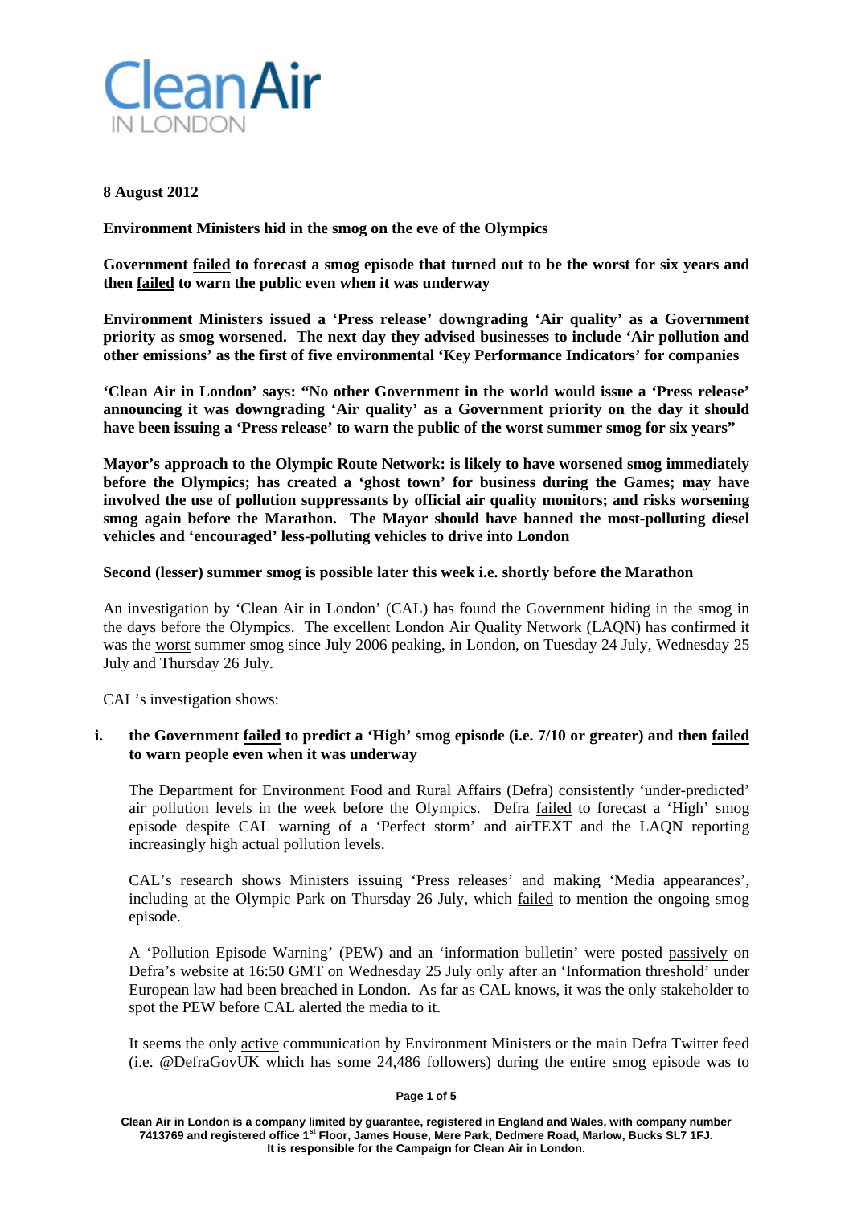Clean Air IN LONDON

**8 August 2012**

**Environment Ministers hid in the smog on the eve of the Olympics**

**Government <u>failed</u> to forecast a smog episode that turned out to be the worst for six years and then <u>failed</u> to warn the public even when it was underway**

**Environment Ministers issued a 'Press release' downgrading 'Air quality' as a Government priority as smog worsened. The next day they advised businesses to include 'Air pollution and other emissions' as the first of five environmental 'Key Performance Indicators' for companies**

**'Clean Air in London' says: "No other Government in the world would issue a 'Press release' announcing it was downgrading 'Air quality' as a Government priority on the day it should have been issuing a 'Press release' to warn the public of the worst summer smog for six years"**

**Mayor's approach to the Olympic Route Network: is likely to have worsened smog immediately before the Olympics; has created a 'ghost town' for business during the Games; may have involved the use of pollution suppressants by official air quality monitors; and risks worsening smog again before the Marathon. The Mayor should have banned the most-polluting diesel vehicles and 'encouraged' less-polluting vehicles to drive into London**

**Second (lesser) summer smog is possible later this week i.e. shortly before the Marathon**

An investigation by 'Clean Air in London' (CAL) has found the Government hiding in the smog in the days before the Olympics. The excellent London Air Quality Network (LAQN) has confirmed it was the <u>worst</u> summer smog since July 2006 peaking, in London, on Tuesday 24 July, Wednesday 25 July and Thursday 26 July.

CAL's investigation shows:

**i. the Government <u>failed</u> to predict a 'High' smog episode (i.e. 7/10 or greater) and then <u>failed</u> to warn people even when it was underway**

The Department for Environment Food and Rural Affairs (Defra) consistently 'under-predicted' air pollution levels in the week before the Olympics. Defra <u>failed</u> to forecast a 'High' smog episode despite CAL warning of a 'Perfect storm' and airTEXT and the LAQN reporting increasingly high actual pollution levels.

CAL's research shows Ministers issuing 'Press releases' and making 'Media appearances', including at the Olympic Park on Thursday 26 July, which <u>failed</u> to mention the ongoing smog episode.

A 'Pollution Episode Warning' (PEW) and an 'information bulletin' were posted <u>passively</u> on Defra's website at 16:50 GMT on Wednesday 25 July only after an 'Information threshold' under European law had been breached in London. As far as CAL knows, it was the only stakeholder to spot the PEW before CAL alerted the media to it.

It seems the only <u>active</u> communication by Environment Ministers or the main Defra Twitter feed (i.e. @DefraGovUK which has some 24,486 followers) during the entire smog episode was to

Clean Air in London is a company limited by guarantee, registered in England and Wales, with company number 7413769 and registered office 1st Floor, James House, Mere Park, Dedmere Road, Marlow, Bucks SL7 1FJ. It is responsible for the Campaign for Clean Air in London.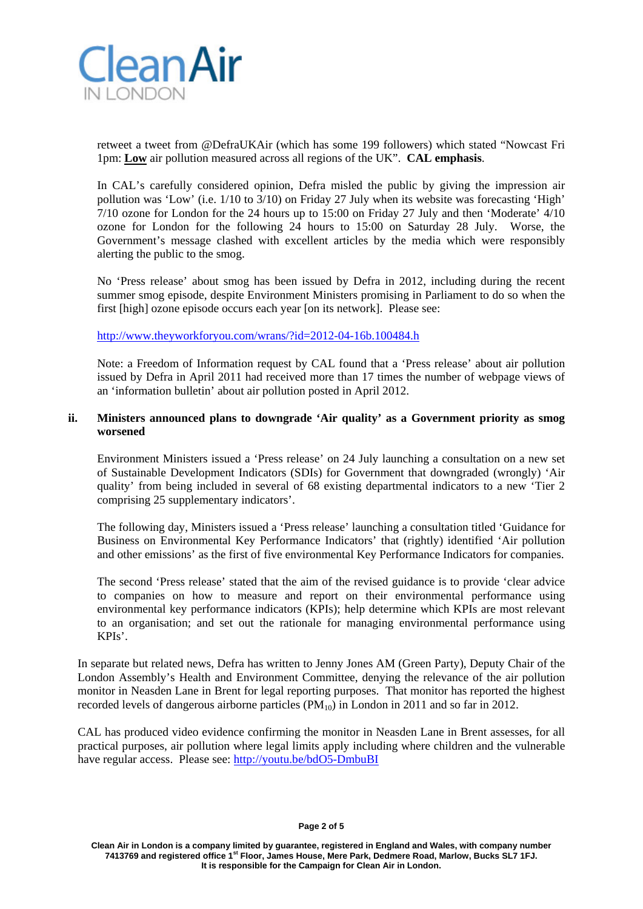retweet a tweet from @DefraUKAir (which has some 199 followers) which stated "Nowcast Fri 1pm: **Low** air pollution measured across all regions of the UK". **CAL emphasis**.

In CAL's carefully considered opinion, Defra misled the public by giving the impression air pollution was 'Low' (i.e. 1/10 to 3/10) on Friday 27 July when its website was forecasting 'High' 7/10 ozone for London for the 24 hours up to 15:00 on Friday 27 July and then 'Moderate' 4/10 ozone for London for the following 24 hours to 15:00 on Saturday 28 July. Worse, the Government's message clashed with excellent articles by the media which were responsibly alerting the public to the smog.

No 'Press release' about smog has been issued by Defra in 2012, including during the recent summer smog episode, despite Environment Ministers promising in Parliament to do so when the first [high] ozone episode occurs each year [on its network]. Please see:

http://www.theyworkforyou.com/wrans/?id=2012-04-16b.100484.h

Note: a Freedom of Information request by CAL found that a 'Press release' about air pollution issued by Defra in April 2011 had received more than 17 times the number of webpage views of an 'information bulletin' about air pollution posted in April 2012.

**ii. Ministers announced plans to downgrade 'Air quality' as a Government priority as smog worsened**

Environment Ministers issued a 'Press release' on 24 July launching a consultation on a new set of Sustainable Development Indicators (SDIs) for Government that downgraded (wrongly) 'Air quality' from being included in several of 68 existing departmental indicators to a new 'Tier 2 comprising 25 supplementary indicators'.

The following day, Ministers issued a 'Press release' launching a consultation titled 'Guidance for Business on Environmental Key Performance Indicators' that (rightly) identified 'Air pollution and other emissions' as the first of five environmental Key Performance Indicators for companies.

The second 'Press release' stated that the aim of the revised guidance is to provide 'clear advice to companies on how to measure and report on their environmental performance using environmental key performance indicators (KPIs); help determine which KPIs are most relevant to an organisation; and set out the rationale for managing environmental performance using KPIs'.

In separate but related news, Defra has written to Jenny Jones AM (Green Party), Deputy Chair of the London Assembly's Health and Environment Committee, denying the relevance of the air pollution monitor in Neasden Lane in Brent for legal reporting purposes. That monitor has reported the highest recorded levels of dangerous airborne particles ($PM_{10}$) in London in 2011 and so far in 2012.

CAL has produced video evidence confirming the monitor in Neasden Lane in Brent assesses, for all practical purposes, air pollution where legal limits apply including where children and the vulnerable have regular access. Please see: http://youtu.be/bdO5-DmbuBI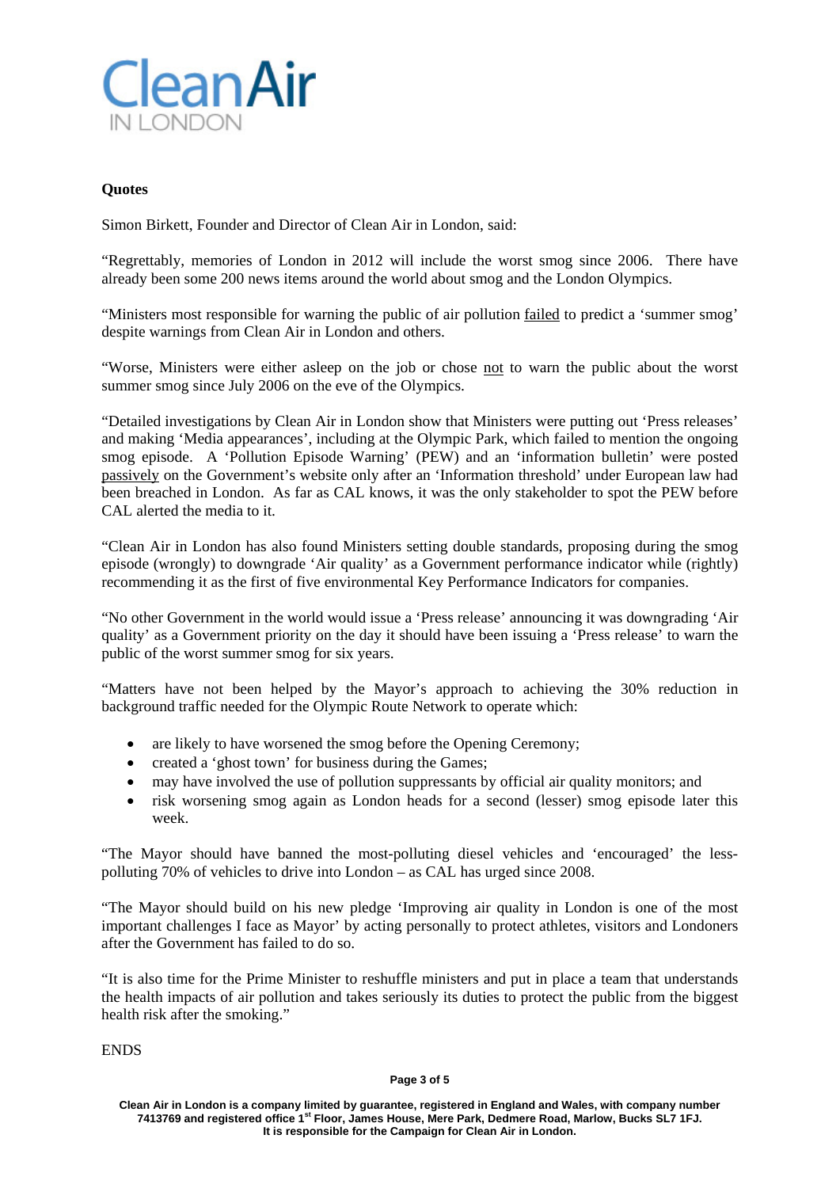**Quotes**

Simon Birkett, Founder and Director of Clean Air in London, said:

"Regrettably, memories of London in 2012 will include the worst smog since 2006. There have already been some 200 news items around the world about smog and the London Olympics.

"Ministers most responsible for warning the public of air pollution failed to predict a 'summer smog' despite warnings from Clean Air in London and others.

"Worse, Ministers were either asleep on the job or chose not to warn the public about the worst summer smog since July 2006 on the eve of the Olympics.

"Detailed investigations by Clean Air in London show that Ministers were putting out 'Press releases' and making 'Media appearances', including at the Olympic Park, which failed to mention the ongoing smog episode. A 'Pollution Episode Warning' (PEW) and an 'information bulletin' were posted passively on the Government's website only after an 'Information threshold' under European law had been breached in London. As far as CAL knows, it was the only stakeholder to spot the PEW before CAL alerted the media to it.

"Clean Air in London has also found Ministers setting double standards, proposing during the smog episode (wrongly) to downgrade 'Air quality' as a Government performance indicator while (rightly) recommending it as the first of five environmental Key Performance Indicators for companies.

"No other Government in the world would issue a 'Press release' announcing it was downgrading 'Air quality' as a Government priority on the day it should have been issuing a 'Press release' to warn the public of the worst summer smog for six years.

"Matters have not been helped by the Mayor's approach to achieving the 30% reduction in background traffic needed for the Olympic Route Network to operate which:

- are likely to have worsened the smog before the Opening Ceremony;
- created a 'ghost town' for business during the Games;
- may have involved the use of pollution suppressants by official air quality monitors; and
- risk worsening smog again as London heads for a second (lesser) smog episode later this week.

"The Mayor should have banned the most-polluting diesel vehicles and 'encouraged' the less-polluting 70% of vehicles to drive into London – as CAL has urged since 2008.

"The Mayor should build on his new pledge 'Improving air quality in London is one of the most important challenges I face as Mayor' by acting personally to protect athletes, visitors and Londoners after the Government has failed to do so.

"It is also time for the Prime Minister to reshuffle ministers and put in place a team that understands the health impacts of air pollution and takes seriously its duties to protect the public from the biggest health risk after the smoking."

ENDS

**Clean Air in London is a company limited by guarantee, registered in England and Wales, with company number 7413769 and registered office 1st Floor, James House, Mere Park, Dedmere Road, Marlow, Bucks SL7 1FJ. It is responsible for the Campaign for Clean Air in London.**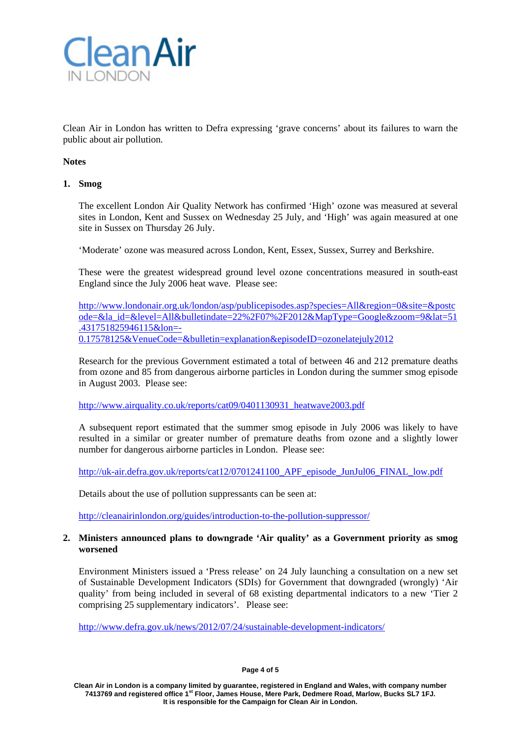Clean Air
IN LONDON

Clean Air in London has written to Defra expressing 'grave concerns' about its failures to warn the public about air pollution.

**Notes**

1. **Smog**

   The excellent London Air Quality Network has confirmed 'High' ozone was measured at several sites in London, Kent and Sussex on Wednesday 25 July, and 'High' was again measured at one site in Sussex on Thursday 26 July.

   'Moderate' ozone was measured across London, Kent, Essex, Sussex, Surrey and Berkshire.

   These were the greatest widespread ground level ozone concentrations measured in south-east England since the July 2006 heat wave. Please see:

   http://www.londonair.org.uk/london/asp/publicepisodes.asp?species=All&region=0&site=&postcode=&la_id=&level=All&bulletindate=22%2F07%2F2012&MapType=Google&zoom=9&lat=51.431751825946115&lon=-0.17578125&VenueCode=&bulletin=explanation&episodeID=ozonelatejuly2012

   Research for the previous Government estimated a total of between 46 and 212 premature deaths from ozone and 85 from dangerous airborne particles in London during the summer smog episode in August 2003. Please see:

   http://www.airquality.co.uk/reports/cat09/0401130931_heatwave2003.pdf

   A subsequent report estimated that the summer smog episode in July 2006 was likely to have resulted in a similar or greater number of premature deaths from ozone and a slightly lower number for dangerous airborne particles in London. Please see:

   http://uk-air.defra.gov.uk/reports/cat12/0701241100_APF_episode_JunJul06_FINAL_low.pdf

   Details about the use of pollution suppressants can be seen at:

   http://cleanairinlondon.org/guides/introduction-to-the-pollution-suppressor/

2. **Ministers announced plans to downgrade 'Air quality' as a Government priority as smog worsened**

   Environment Ministers issued a 'Press release' on 24 July launching a consultation on a new set of Sustainable Development Indicators (SDIs) for Government that downgraded (wrongly) 'Air quality' from being included in several of 68 existing departmental indicators to a new 'Tier 2 comprising 25 supplementary indicators'. Please see:

   http://www.defra.gov.uk/news/2012/07/24/sustainable-development-indicators/

Clean Air in London is a company limited by guarantee, registered in England and Wales, with company number 7413769 and registered office 1st Floor, James House, Mere Park, Dedmere Road, Marlow, Bucks SL7 1FJ. It is responsible for the Campaign for Clean Air in London.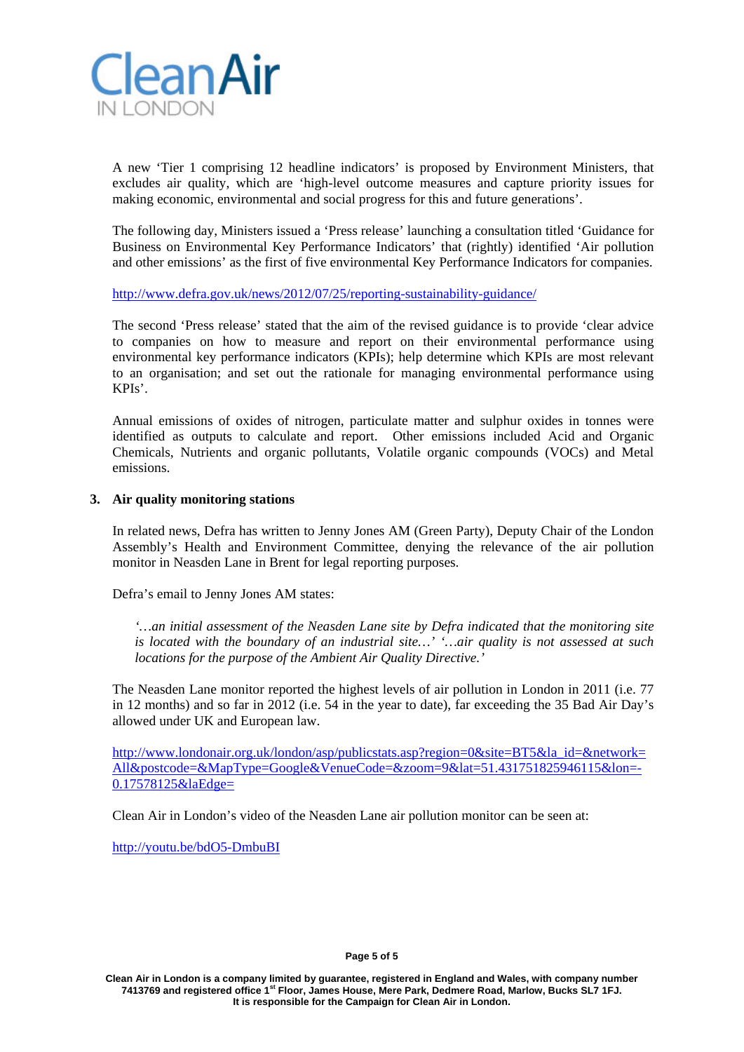A new 'Tier 1 comprising 12 headline indicators' is proposed by Environment Ministers, that excludes air quality, which are 'high-level outcome measures and capture priority issues for making economic, environmental and social progress for this and future generations'.

The following day, Ministers issued a 'Press release' launching a consultation titled 'Guidance for Business on Environmental Key Performance Indicators' that (rightly) identified 'Air pollution and other emissions' as the first of five environmental Key Performance Indicators for companies.

http://www.defra.gov.uk/news/2012/07/25/reporting-sustainability-guidance/

The second 'Press release' stated that the aim of the revised guidance is to provide 'clear advice to companies on how to measure and report on their environmental performance using environmental key performance indicators (KPIs); help determine which KPIs are most relevant to an organisation; and set out the rationale for managing environmental performance using KPIs'.

Annual emissions of oxides of nitrogen, particulate matter and sulphur oxides in tonnes were identified as outputs to calculate and report. Other emissions included Acid and Organic Chemicals, Nutrients and organic pollutants, Volatile organic compounds (VOCs) and Metal emissions.

## 3. Air quality monitoring stations

In related news, Defra has written to Jenny Jones AM (Green Party), Deputy Chair of the London Assembly's Health and Environment Committee, denying the relevance of the air pollution monitor in Neasden Lane in Brent for legal reporting purposes.

Defra's email to Jenny Jones AM states:

> *'…an initial assessment of the Neasden Lane site by Defra indicated that the monitoring site is located with the boundary of an industrial site…' '…air quality is not assessed at such locations for the purpose of the Ambient Air Quality Directive.'*

The Neasden Lane monitor reported the highest levels of air pollution in London in 2011 (i.e. 77 in 12 months) and so far in 2012 (i.e. 54 in the year to date), far exceeding the 35 Bad Air Day's allowed under UK and European law.

http://www.londonair.org.uk/london/asp/publicstats.asp?region=0&site=BT5&la_id=&network=All&postcode=&MapType=Google&VenueCode=&zoom=9&lat=51.431751825946115&lon=-0.17578125&laEdge=

Clean Air in London's video of the Neasden Lane air pollution monitor can be seen at:

http://youtu.be/bdO5-DmbuBI